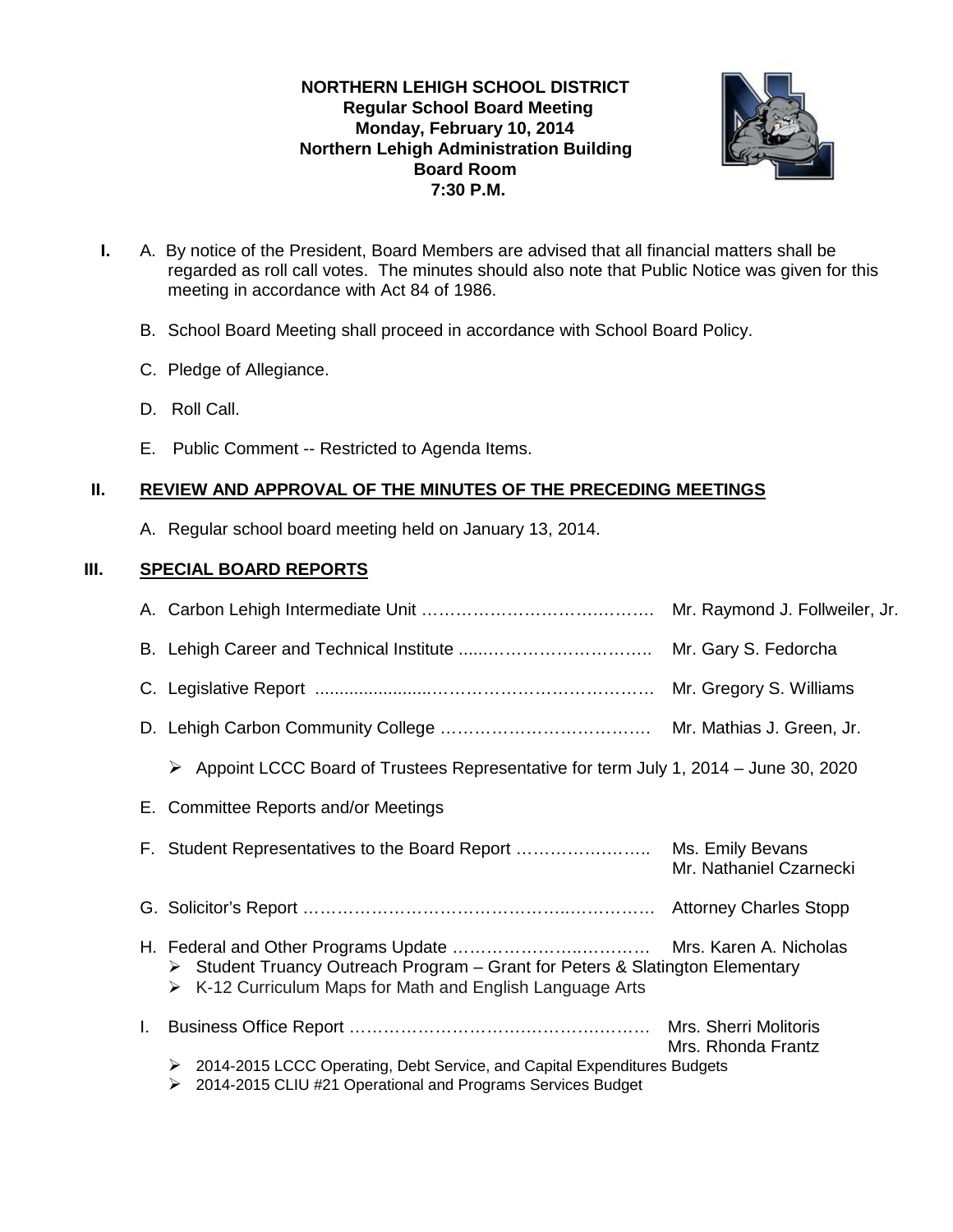**NORTHERN LEHIGH SCHOOL DISTRICT**
**Regular School Board Meeting**
**Monday, February 10, 2014**
**Northern Lehigh Administration Building**
**Board Room**
**7:30 P.M.**

**I.** A. By notice of the President, Board Members are advised that all financial matters shall be regarded as roll call votes. The minutes should also note that Public Notice was given for this meeting in accordance with Act 84 of 1986.

B. School Board Meeting shall proceed in accordance with School Board Policy.

C. Pledge of Allegiance.

D. Roll Call.

E. Public Comment -- Restricted to Agenda Items.

## II. REVIEW AND APPROVAL OF THE MINUTES OF THE PRECEDING MEETINGS

A. Regular school board meeting held on January 13, 2014.

## III. SPECIAL BOARD REPORTS

A. Carbon Lehigh Intermediate Unit …………………………………. Mr. Raymond J. Follweiler, Jr.

B. Lehigh Career and Technical Institute ......………………………….. Mr. Gary S. Fedorcha

C. Legislative Report .......................………………………………… Mr. Gregory S. Williams

D. Lehigh Carbon Community College ………………………………. Mr. Mathias J. Green, Jr.

- Appoint LCCC Board of Trustees Representative for term July 1, 2014 – June 30, 2020

E. Committee Reports and/or Meetings

F. Student Representatives to the Board Report ………………….. Ms. Emily Bevans
Mr. Nathaniel Czarnecki

G. Solicitor's Report ……………………………………….…………. Attorney Charles Stopp

H. Federal and Other Programs Update ……………….………… Mrs. Karen A. Nicholas

- Student Truancy Outreach Program – Grant for Peters & Slatington Elementary
- K-12 Curriculum Maps for Math and English Language Arts

I. Business Office Report ……………………….………………. Mrs. Sherri Molitoris
Mrs. Rhonda Frantz

- 2014-2015 LCCC Operating, Debt Service, and Capital Expenditures Budgets
- 2014-2015 CLIU #21 Operational and Programs Services Budget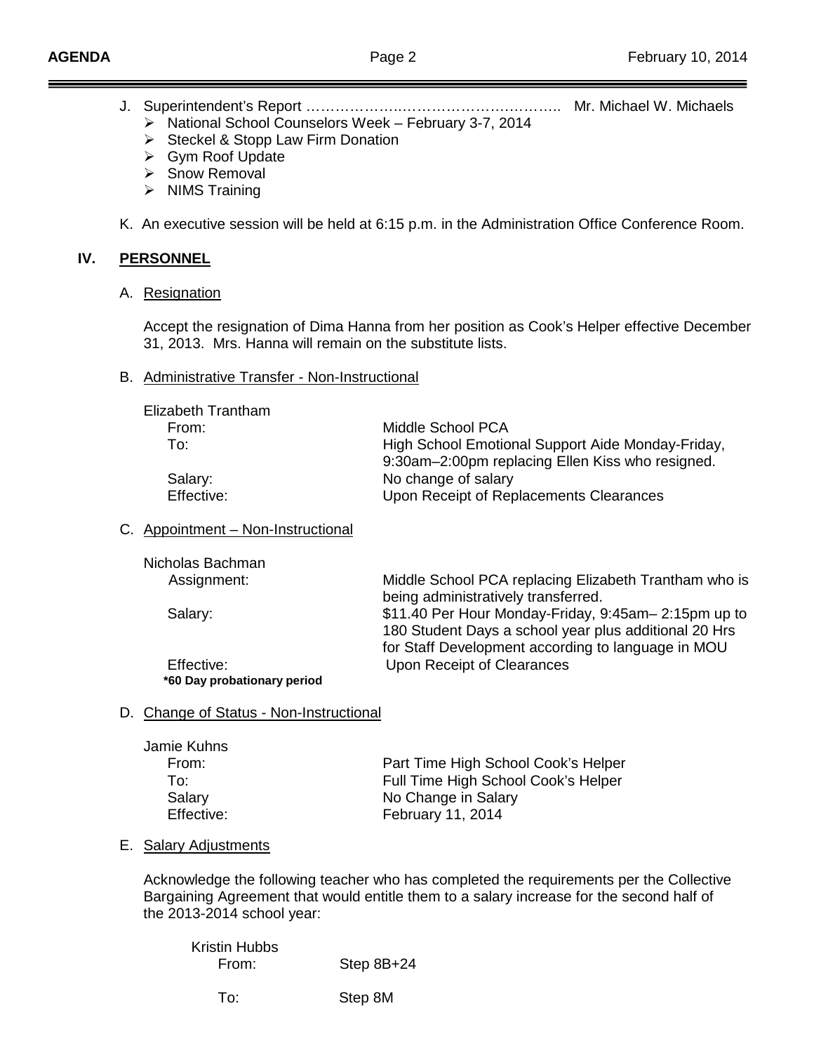J. Superintendent's Report ………………..………………………….. Mr. Michael W. Michaels
   - National School Counselors Week – February 3-7, 2014
   - Steckel & Stopp Law Firm Donation
   - Gym Roof Update
   - Snow Removal
   - NIMS Training

K. An executive session will be held at 6:15 p.m. in the Administration Office Conference Room.

## IV. PERSONNEL

A. Resignation

Accept the resignation of Dima Hanna from her position as Cook's Helper effective December 31, 2013. Mrs. Hanna will remain on the substitute lists.

B. Administrative Transfer - Non-Instructional

Elizabeth Trantham

| | |
|---|---|
| From: | Middle School PCA |
| To: | High School Emotional Support Aide Monday-Friday, 9:30am–2:00pm replacing Ellen Kiss who resigned. |
| Salary: | No change of salary |
| Effective: | Upon Receipt of Replacements Clearances |

C. Appointment – Non-Instructional

Nicholas Bachman

| | |
|---|---|
| Assignment: | Middle School PCA replacing Elizabeth Trantham who is being administratively transferred. |
| Salary: | $11.40 Per Hour Monday-Friday, 9:45am– 2:15pm up to 180 Student Days a school year plus additional 20 Hrs for Staff Development according to language in MOU |
| Effective: | Upon Receipt of Clearances |

**\*60 Day probationary period**

D. Change of Status - Non-Instructional

Jamie Kuhns

| | |
|---|---|
| From: | Part Time High School Cook's Helper |
| To: | Full Time High School Cook's Helper |
| Salary | No Change in Salary |
| Effective: | February 11, 2014 |

E. Salary Adjustments

Acknowledge the following teacher who has completed the requirements per the Collective Bargaining Agreement that would entitle them to a salary increase for the second half of the 2013-2014 school year:

Kristin Hubbs

| | |
|---|---|
| From: | Step 8B+24 |
| To: | Step 8M |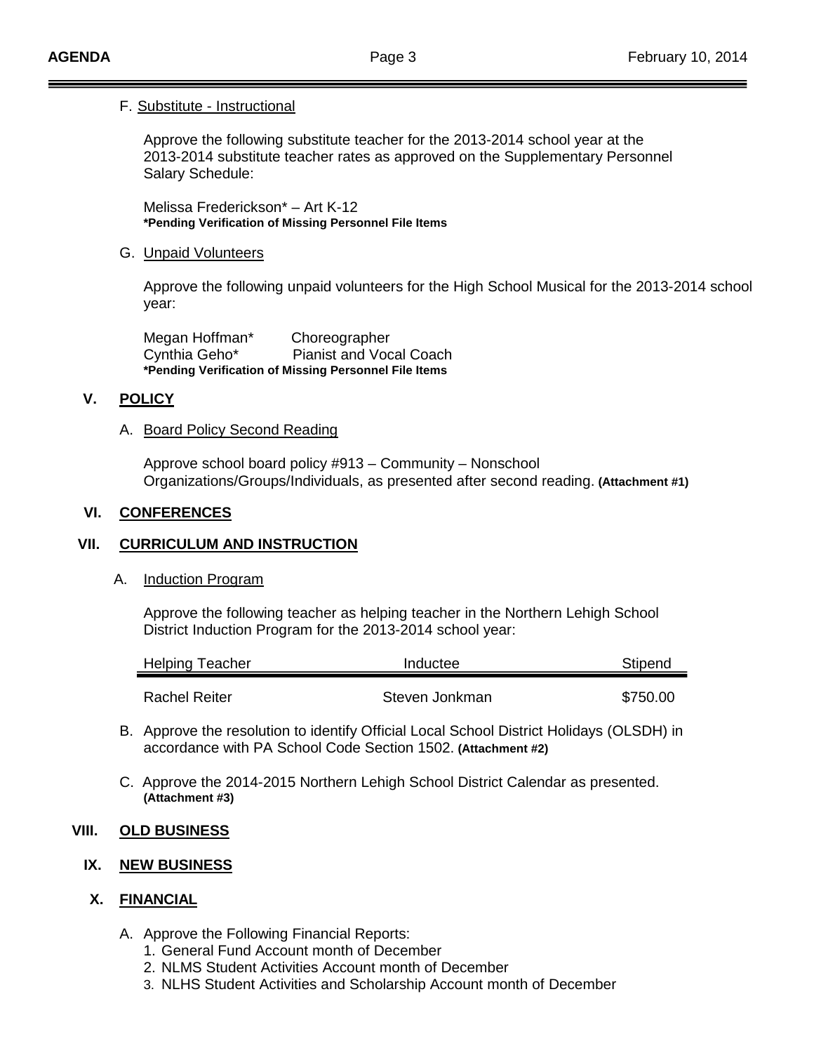F. Substitute - Instructional

Approve the following substitute teacher for the 2013-2014 school year at the 2013-2014 substitute teacher rates as approved on the Supplementary Personnel Salary Schedule:

Melissa Frederickson* – Art K-12
**\*Pending Verification of Missing Personnel File Items**

G. Unpaid Volunteers

Approve the following unpaid volunteers for the High School Musical for the 2013-2014 school year:

Megan Hoffman* Choreographer
Cynthia Geho* Pianist and Vocal Coach
**\*Pending Verification of Missing Personnel File Items**

## V. POLICY

A. Board Policy Second Reading

Approve school board policy #913 – Community – Nonschool Organizations/Groups/Individuals, as presented after second reading. **(Attachment #1)**

## VI. CONFERENCES

## VII. CURRICULUM AND INSTRUCTION

A. Induction Program

Approve the following teacher as helping teacher in the Northern Lehigh School District Induction Program for the 2013-2014 school year:

| Helping Teacher | Inductee | Stipend |
|---|---|---|
| Rachel Reiter | Steven Jonkman | $750.00 |

B. Approve the resolution to identify Official Local School District Holidays (OLSDH) in accordance with PA School Code Section 1502. **(Attachment #2)**

C. Approve the 2014-2015 Northern Lehigh School District Calendar as presented. **(Attachment #3)**

## VIII. OLD BUSINESS

## IX. NEW BUSINESS

## X. FINANCIAL

A. Approve the Following Financial Reports:
1. General Fund Account month of December
2. NLMS Student Activities Account month of December
3. NLHS Student Activities and Scholarship Account month of December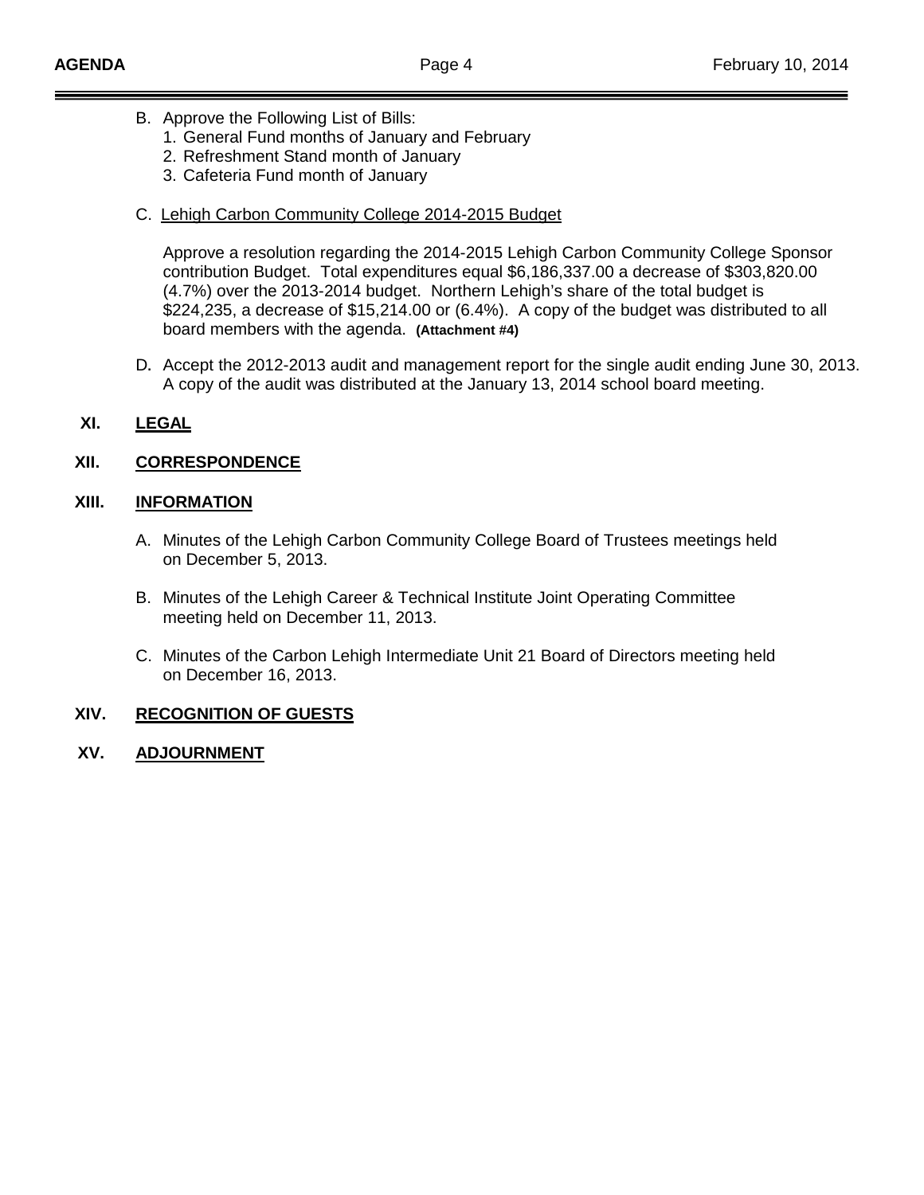B. Approve the Following List of Bills:
   1. General Fund months of January and February
   2. Refreshment Stand month of January
   3. Cafeteria Fund month of January

C. <u>Lehigh Carbon Community College 2014-2015 Budget</u>

   Approve a resolution regarding the 2014-2015 Lehigh Carbon Community College Sponsor contribution Budget. Total expenditures equal $6,186,337.00 a decrease of $303,820.00 (4.7%) over the 2013-2014 budget. Northern Lehigh's share of the total budget is $224,235, a decrease of $15,214.00 or (6.4%). A copy of the budget was distributed to all board members with the agenda. **(Attachment #4)**

D. Accept the 2012-2013 audit and management report for the single audit ending June 30, 2013. A copy of the audit was distributed at the January 13, 2014 school board meeting.

## XI. LEGAL

## XII. CORRESPONDENCE

## XIII. INFORMATION

A. Minutes of the Lehigh Carbon Community College Board of Trustees meetings held on December 5, 2013.

B. Minutes of the Lehigh Career & Technical Institute Joint Operating Committee meeting held on December 11, 2013.

C. Minutes of the Carbon Lehigh Intermediate Unit 21 Board of Directors meeting held on December 16, 2013.

## XIV. RECOGNITION OF GUESTS

## XV. ADJOURNMENT